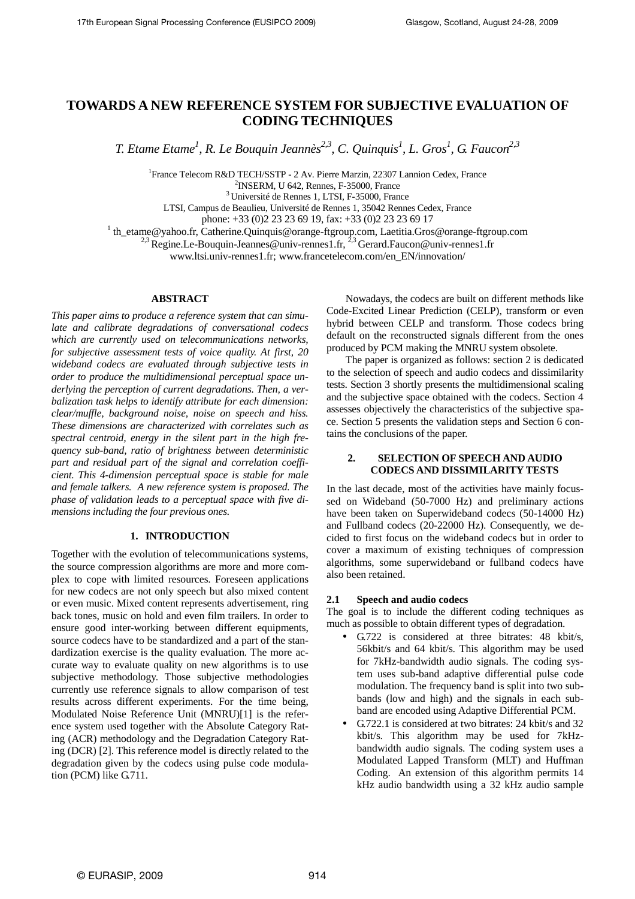# TOWARDS A NEW REFERENCE SYSTEM FOR SUBJECTIVE EVALUATION OF CODING TECHNIQUES

*T. Etame Etame[1], R. Le Bouquin Jeannès[2,3], C. Quinquis[1], L. Gros[1], G. Faucon[2,3]*

[1]France Telecom R&D TECH/SSTP - 2 Av. Pierre Marzin, 22307 Lannion Cedex, France
[2]INSERM, U 642, Rennes, F-35000, France
[3] Université de Rennes 1, LTSI, F-35000, France
LTSI, Campus de Beaulieu, Université de Rennes 1, 35042 Rennes Cedex, France
phone: +33 (0)2 23 23 69 19, fax: +33 (0)2 23 23 69 17
[1] th_etame@yahoo.fr, Catherine.Quinquis@orange-ftgroup.com, Laetitia.Gros@orange-ftgroup.com
[2,3] Regine.Le-Bouquin-Jeannes@univ-rennes1.fr, [2,3] Gerard.Faucon@univ-rennes1.fr
www.ltsi.univ-rennes1.fr; www.francetelecom.com/en_EN/innovation/

## ABSTRACT

*This paper aims to produce a reference system that can simulate and calibrate degradations of conversational codecs which are currently used on telecommunications networks, for subjective assessment tests of voice quality. At first, 20 wideband codecs are evaluated through subjective tests in order to produce the multidimensional perceptual space underlying the perception of current degradations. Then, a verbalization task helps to identify attribute for each dimension: clear/muffle, background noise, noise on speech and hiss. These dimensions are characterized with correlates such as spectral centroid, energy in the silent part in the high frequency sub-band, ratio of brightness between deterministic part and residual part of the signal and correlation coefficient. This 4-dimension perceptual space is stable for male and female talkers. A new reference system is proposed. The phase of validation leads to a perceptual space with five dimensions including the four previous ones.*

## 1. INTRODUCTION

Together with the evolution of telecommunications systems, the source compression algorithms are more and more complex to cope with limited resources. Foreseen applications for new codecs are not only speech but also mixed content or even music. Mixed content represents advertisement, ring back tones, music on hold and even film trailers. In order to ensure good inter-working between different equipments, source codecs have to be standardized and a part of the standardization exercise is the quality evaluation. The more accurate way to evaluate quality on new algorithms is to use subjective methodology. Those subjective methodologies currently use reference signals to allow comparison of test results across different experiments. For the time being, Modulated Noise Reference Unit (MNRU)[1] is the reference system used together with the Absolute Category Rating (ACR) methodology and the Degradation Category Rating (DCR) [2]. This reference model is directly related to the degradation given by the codecs using pulse code modulation (PCM) like G.711.

Nowadays, the codecs are built on different methods like Code-Excited Linear Prediction (CELP), transform or even hybrid between CELP and transform. Those codecs bring default on the reconstructed signals different from the ones produced by PCM making the MNRU system obsolete.

The paper is organized as follows: section 2 is dedicated to the selection of speech and audio codecs and dissimilarity tests. Section 3 shortly presents the multidimensional scaling and the subjective space obtained with the codecs. Section 4 assesses objectively the characteristics of the subjective space. Section 5 presents the validation steps and Section 6 contains the conclusions of the paper.

## 2. SELECTION OF SPEECH AND AUDIO CODECS AND DISSIMILARITY TESTS

In the last decade, most of the activities have mainly focussed on Wideband (50-7000 Hz) and preliminary actions have been taken on Superwideband codecs (50-14000 Hz) and Fullband codecs (20-22000 Hz). Consequently, we decided to first focus on the wideband codecs but in order to cover a maximum of existing techniques of compression algorithms, some superwideband or fullband codecs have also been retained.

### 2.1 Speech and audio codecs

The goal is to include the different coding techniques as much as possible to obtain different types of degradation.

- G.722 is considered at three bitrates: 48 kbit/s, 56kbit/s and 64 kbit/s. This algorithm may be used for 7kHz-bandwidth audio signals. The coding system uses sub-band adaptive differential pulse code modulation. The frequency band is split into two subbands (low and high) and the signals in each subband are encoded using Adaptive Differential PCM.
- G.722.1 is considered at two bitrates: 24 kbit/s and 32 kbit/s. This algorithm may be used for 7kHz-bandwidth audio signals. The coding system uses a Modulated Lapped Transform (MLT) and Huffman Coding. An extension of this algorithm permits 14 kHz audio bandwidth using a 32 kHz audio sample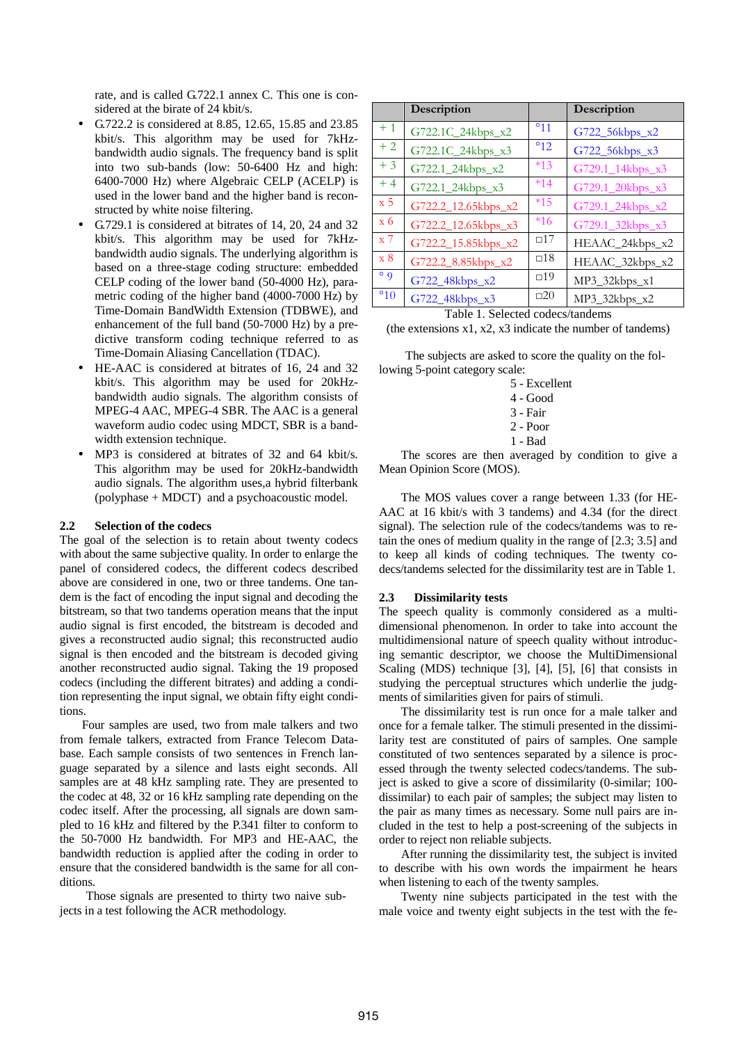rate, and is called G.722.1 annex C. This one is considered at the birate of 24 kbit/s.

- G.722.2 is considered at 8.85, 12.65, 15.85 and 23.85 kbit/s. This algorithm may be used for 7kHz-bandwidth audio signals. The frequency band is split into two sub-bands (low: 50-6400 Hz and high: 6400-7000 Hz) where Algebraic CELP (ACELP) is used in the lower band and the higher band is reconstructed by white noise filtering.
- G.729.1 is considered at bitrates of 14, 20, 24 and 32 kbit/s. This algorithm may be used for 7kHz-bandwidth audio signals. The underlying algorithm is based on a three-stage coding structure: embedded CELP coding of the lower band (50-4000 Hz), parametric coding of the higher band (4000-7000 Hz) by Time-Domain BandWidth Extension (TDBWE), and enhancement of the full band (50-7000 Hz) by a predictive transform coding technique referred to as Time-Domain Aliasing Cancellation (TDAC).
- HE-AAC is considered at bitrates of 16, 24 and 32 kbit/s. This algorithm may be used for 20kHz-bandwidth audio signals. The algorithm consists of MPEG-4 AAC, MPEG-4 SBR. The AAC is a general waveform audio codec using MDCT, SBR is a bandwidth extension technique.
- MP3 is considered at bitrates of 32 and 64 kbit/s. This algorithm may be used for 20kHz-bandwidth audio signals. The algorithm uses,a hybrid filterbank (polyphase + MDCT) and a psychoacoustic model.

### 2.2 Selection of the codecs

The goal of the selection is to retain about twenty codecs with about the same subjective quality. In order to enlarge the panel of considered codecs, the different codecs described above are considered in one, two or three tandems. One tandem is the fact of encoding the input signal and decoding the bitstream, so that two tandems operation means that the input audio signal is first encoded, the bitstream is decoded and gives a reconstructed audio signal; this reconstructed audio signal is then encoded and the bitstream is decoded giving another reconstructed audio signal. Taking the 19 proposed codecs (including the different bitrates) and adding a condition representing the input signal, we obtain fifty eight conditions.

Four samples are used, two from male talkers and two from female talkers, extracted from France Telecom Database. Each sample consists of two sentences in French language separated by a silence and lasts eight seconds. All samples are at 48 kHz sampling rate. They are presented to the codec at 48, 32 or 16 kHz sampling rate depending on the codec itself. After the processing, all signals are down sampled to 16 kHz and filtered by the P.341 filter to conform to the 50-7000 Hz bandwidth. For MP3 and HE-AAC, the bandwidth reduction is applied after the coding in order to ensure that the considered bandwidth is the same for all conditions.

Those signals are presented to thirty two naive subjects in a test following the ACR methodology.

| | Description | | Description |
|---|---|---|---|
| + 1 | G722.1C_24kbps_x2 | °11 | G722_56kbps_x2 |
| + 2 | G722.1C_24kbps_x3 | °12 | G722_56kbps_x3 |
| + 3 | G722.1_24kbps_x2 | *13 | G729.1_14kbps_x3 |
| + 4 | G722.1_24kbps_x3 | *14 | G729.1_20kbps_x3 |
| x 5 | G722.2_12.65kbps_x2 | *15 | G729.1_24kbps_x2 |
| x 6 | G722.2_12.65kbps_x3 | *16 | G729.1_32kbps_x3 |
| x 7 | G722.2_15.85kbps_x2 | □17 | HEAAC_24kbps_x2 |
| x 8 | G722.2_8.85kbps_x2 | □18 | HEAAC_32kbps_x2 |
| ° 9 | G722_48kbps_x2 | □19 | MP3_32kbps_x1 |
| °10 | G722_48kbps_x3 | □20 | MP3_32kbps_x2 |

Table 1. Selected codecs/tandems
(the extensions x1, x2, x3 indicate the number of tandems)

The subjects are asked to score the quality on the following 5-point category scale:

5 - Excellent
4 - Good
3 - Fair
2 - Poor
1 - Bad

The scores are then averaged by condition to give a Mean Opinion Score (MOS).

The MOS values cover a range between 1.33 (for HE-AAC at 16 kbit/s with 3 tandems) and 4.34 (for the direct signal). The selection rule of the codecs/tandems was to retain the ones of medium quality in the range of [2.3; 3.5] and to keep all kinds of coding techniques. The twenty codecs/tandems selected for the dissimilarity test are in Table 1.

### 2.3 Dissimilarity tests

The speech quality is commonly considered as a multidimensional phenomenon. In order to take into account the multidimensional nature of speech quality without introducing semantic descriptor, we choose the MultiDimensional Scaling (MDS) technique [3], [4], [5], [6] that consists in studying the perceptual structures which underlie the judgments of similarities given for pairs of stimuli.

The dissimilarity test is run once for a male talker and once for a female talker. The stimuli presented in the dissimilarity test are constituted of pairs of samples. One sample constituted of two sentences separated by a silence is processed through the twenty selected codecs/tandems. The subject is asked to give a score of dissimilarity (0-similar; 100-dissimilar) to each pair of samples; the subject may listen to the pair as many times as necessary. Some null pairs are included in the test to help a post-screening of the subjects in order to reject non reliable subjects.

After running the dissimilarity test, the subject is invited to describe with his own words the impairment he hears when listening to each of the twenty samples.

Twenty nine subjects participated in the test with the male voice and twenty eight subjects in the test with the fe-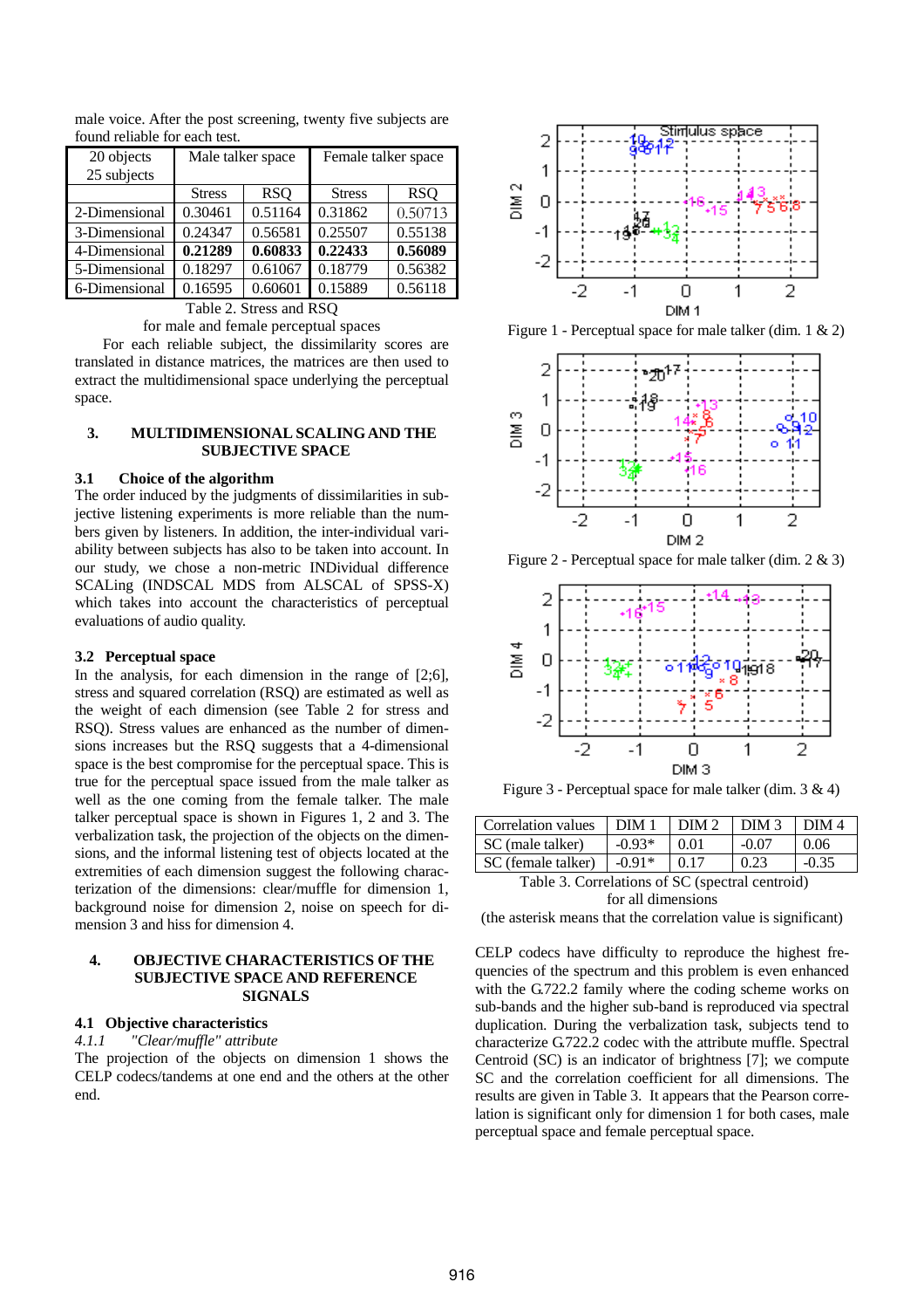male voice. After the post screening, twenty five subjects are found reliable for each test.

| 20 objects 25 subjects | Male talker space | | Female talker space | |
|---|---|---|---|---|
| | Stress | RSQ | Stress | RSQ |
| 2-Dimensional | 0.30461 | 0.51164 | 0.31862 | 0.50713 |
| 3-Dimensional | 0.24347 | 0.56581 | 0.25507 | 0.55138 |
| 4-Dimensional | **0.21289** | **0.60833** | **0.22433** | **0.56089** |
| 5-Dimensional | 0.18297 | 0.61067 | 0.18779 | 0.56382 |
| 6-Dimensional | 0.16595 | 0.60601 | 0.15889 | 0.56118 |

Table 2. Stress and RSQ for male and female perceptual spaces

For each reliable subject, the dissimilarity scores are translated in distance matrices, the matrices are then used to extract the multidimensional space underlying the perceptual space.

## 3. MULTIDIMENSIONAL SCALING AND THE SUBJECTIVE SPACE

### 3.1 Choice of the algorithm

The order induced by the judgments of dissimilarities in subjective listening experiments is more reliable than the numbers given by listeners. In addition, the inter-individual variability between subjects has also to be taken into account. In our study, we chose a non-metric INDividual difference SCALing (INDSCAL MDS from ALSCAL of SPSS-X) which takes into account the characteristics of perceptual evaluations of audio quality.

### 3.2 Perceptual space

In the analysis, for each dimension in the range of [2;6], stress and squared correlation (RSQ) are estimated as well as the weight of each dimension (see Table 2 for stress and RSQ). Stress values are enhanced as the number of dimensions increases but the RSQ suggests that a 4-dimensional space is the best compromise for the perceptual space. This is true for the perceptual space issued from the male talker as well as the one coming from the female talker. The male talker perceptual space is shown in Figures 1, 2 and 3. The verbalization task, the projection of the objects on the dimensions, and the informal listening test of objects located at the extremities of each dimension suggest the following characterization of the dimensions: clear/muffle for dimension 1, background noise for dimension 2, noise on speech for dimension 3 and hiss for dimension 4.

## 4. OBJECTIVE CHARACTERISTICS OF THE SUBJECTIVE SPACE AND REFERENCE SIGNALS

### 4.1 Objective characteristics

*4.1.1 "Clear/muffle" attribute*

The projection of the objects on dimension 1 shows the CELP codecs/tandems at one end and the others at the other end.

Figure 1 - Perceptual space for male talker (dim. 1 & 2)

Figure 2 - Perceptual space for male talker (dim. 2 & 3)

Figure 3 - Perceptual space for male talker (dim. 3 & 4)

| Correlation values | DIM 1 | DIM 2 | DIM 3 | DIM 4 |
|---|---|---|---|---|
| SC (male talker) | -0.93* | 0.01 | -0.07 | 0.06 |
| SC (female talker) | -0.91* | 0.17 | 0.23 | -0.35 |

Table 3. Correlations of SC (spectral centroid) for all dimensions
(the asterisk means that the correlation value is significant)

CELP codecs have difficulty to reproduce the highest frequencies of the spectrum and this problem is even enhanced with the G.722.2 family where the coding scheme works on sub-bands and the higher sub-band is reproduced via spectral duplication. During the verbalization task, subjects tend to characterize G.722.2 codec with the attribute muffle. Spectral Centroid (SC) is an indicator of brightness [7]; we compute SC and the correlation coefficient for all dimensions. The results are given in Table 3. It appears that the Pearson correlation is significant only for dimension 1 for both cases, male perceptual space and female perceptual space.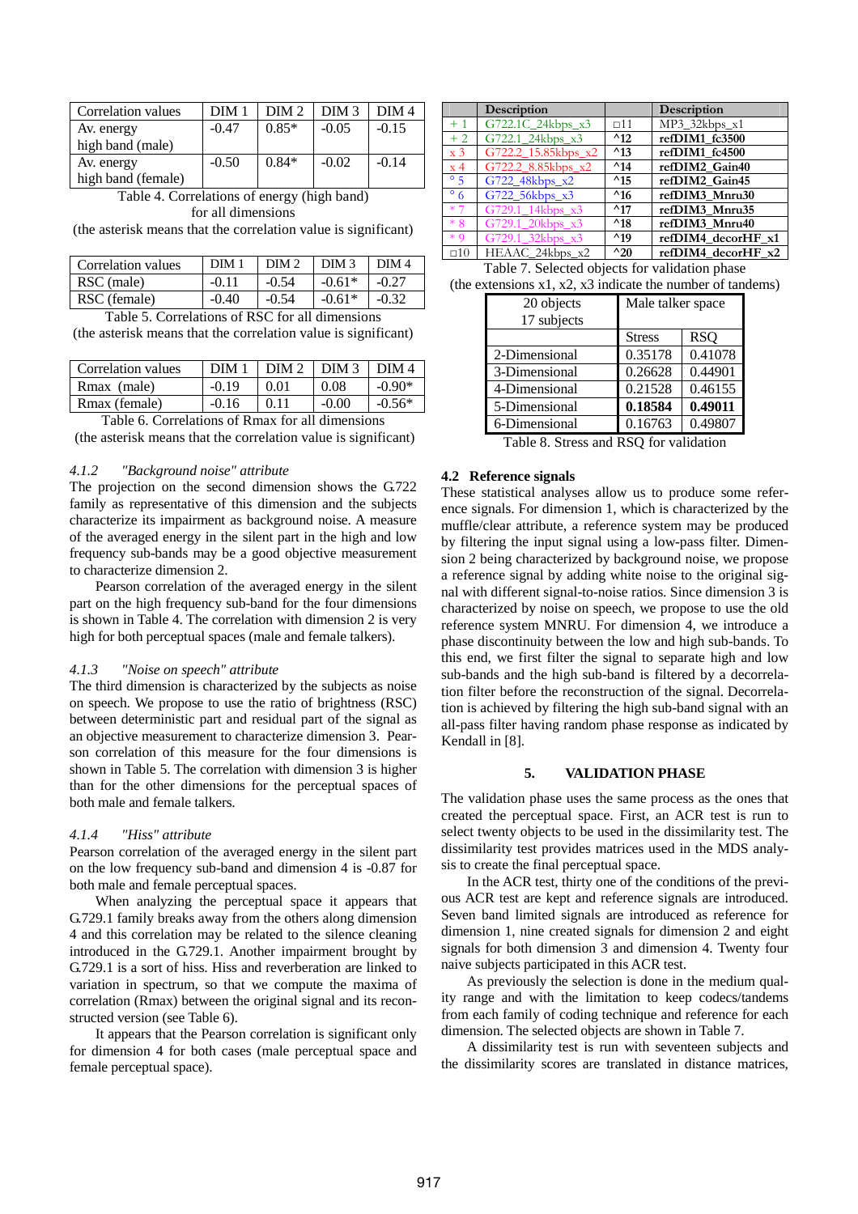| Correlation values | DIM 1 | DIM 2 | DIM 3 | DIM 4 |
|---|---|---|---|---|
| Av. energy high band (male) | -0.47 | 0.85* | -0.05 | -0.15 |
| Av. energy high band (female) | -0.50 | 0.84* | -0.02 | -0.14 |

Table 4. Correlations of energy (high band) for all dimensions
(the asterisk means that the correlation value is significant)

| Correlation values | DIM 1 | DIM 2 | DIM 3 | DIM 4 |
|---|---|---|---|---|
| RSC (male) | -0.11 | -0.54 | -0.61* | -0.27 |
| RSC (female) | -0.40 | -0.54 | -0.61* | -0.32 |

Table 5. Correlations of RSC for all dimensions
(the asterisk means that the correlation value is significant)

| Correlation values | DIM 1 | DIM 2 | DIM 3 | DIM 4 |
|---|---|---|---|---|
| Rmax (male) | -0.19 | 0.01 | 0.08 | -0.90* |
| Rmax (female) | -0.16 | 0.11 | -0.00 | -0.56* |

Table 6. Correlations of Rmax for all dimensions
(the asterisk means that the correlation value is significant)

#### 4.1.2 "Background noise" attribute

The projection on the second dimension shows the G.722 family as representative of this dimension and the subjects characterize its impairment as background noise. A measure of the averaged energy in the silent part in the high and low frequency sub-bands may be a good objective measurement to characterize dimension 2.

Pearson correlation of the averaged energy in the silent part on the high frequency sub-band for the four dimensions is shown in Table 4. The correlation with dimension 2 is very high for both perceptual spaces (male and female talkers).

#### 4.1.3 "Noise on speech" attribute

The third dimension is characterized by the subjects as noise on speech. We propose to use the ratio of brightness (RSC) between deterministic part and residual part of the signal as an objective measurement to characterize dimension 3. Pearson correlation of this measure for the four dimensions is shown in Table 5. The correlation with dimension 3 is higher than for the other dimensions for the perceptual spaces of both male and female talkers.

#### 4.1.4 "Hiss" attribute

Pearson correlation of the averaged energy in the silent part on the low frequency sub-band and dimension 4 is -0.87 for both male and female perceptual spaces.

When analyzing the perceptual space it appears that G.729.1 family breaks away from the others along dimension 4 and this correlation may be related to the silence cleaning introduced in the G.729.1. Another impairment brought by G.729.1 is a sort of hiss. Hiss and reverberation are linked to variation in spectrum, so that we compute the maxima of correlation (Rmax) between the original signal and its reconstructed version (see Table 6).

It appears that the Pearson correlation is significant only for dimension 4 for both cases (male perceptual space and female perceptual space).

| | Description | | Description |
|---|---|---|---|
| + 1 | G722.1C_24kbps_x3 | □11 | MP3_32kbps_x1 |
| + 2 | G722.1_24kbps_x3 | **^12** | **refDIM1_fc3500** |
| x 3 | G722.2_15.85kbps_x2 | **^13** | **refDIM1_fc4500** |
| x 4 | G722.2_8.85kbps_x2 | **^14** | **refDIM2_Gain40** |
| ° 5 | G722_48kbps_x2 | **^15** | **refDIM2_Gain45** |
| ° 6 | G722_56kbps_x3 | **^16** | **refDIM3_Mnru30** |
| * 7 | G729.1_14kbps_x3 | **^17** | **refDIM3_Mnru35** |
| * 8 | G729.1_20kbps_x3 | **^18** | **refDIM3_Mnru40** |
| * 9 | G729.1_32kbps_x3 | **^19** | **refDIM4_decorHF_x1** |
| □10 | HEAAC_24kbps_x2 | **^20** | **refDIM4_decorHF_x2** |

Table 7. Selected objects for validation phase
(the extensions x1, x2, x3 indicate the number of tandems)

| 20 objects 17 subjects | Male talker space | |
|---|---|---|
| | Stress | RSQ |
| 2-Dimensional | 0.35178 | 0.41078 |
| 3-Dimensional | 0.26628 | 0.44901 |
| 4-Dimensional | 0.21528 | 0.46155 |
| 5-Dimensional | **0.18584** | **0.49011** |
| 6-Dimensional | 0.16763 | 0.49807 |

Table 8. Stress and RSQ for validation

### 4.2 Reference signals

These statistical analyses allow us to produce some reference signals. For dimension 1, which is characterized by the muffle/clear attribute, a reference system may be produced by filtering the input signal using a low-pass filter. Dimension 2 being characterized by background noise, we propose a reference signal by adding white noise to the original signal with different signal-to-noise ratios. Since dimension 3 is characterized by noise on speech, we propose to use the old reference system MNRU. For dimension 4, we introduce a phase discontinuity between the low and high sub-bands. To this end, we first filter the signal to separate high and low sub-bands and the high sub-band is filtered by a decorrelation filter before the reconstruction of the signal. Decorrelation is achieved by filtering the high sub-band signal with an all-pass filter having random phase response as indicated by Kendall in [8].

## 5. VALIDATION PHASE

The validation phase uses the same process as the ones that created the perceptual space. First, an ACR test is run to select twenty objects to be used in the dissimilarity test. The dissimilarity test provides matrices used in the MDS analysis to create the final perceptual space.

In the ACR test, thirty one of the conditions of the previous ACR test are kept and reference signals are introduced. Seven band limited signals are introduced as reference for dimension 1, nine created signals for dimension 2 and eight signals for both dimension 3 and dimension 4. Twenty four naive subjects participated in this ACR test.

As previously the selection is done in the medium quality range and with the limitation to keep codecs/tandems from each family of coding technique and reference for each dimension. The selected objects are shown in Table 7.

A dissimilarity test is run with seventeen subjects and the dissimilarity scores are translated in distance matrices,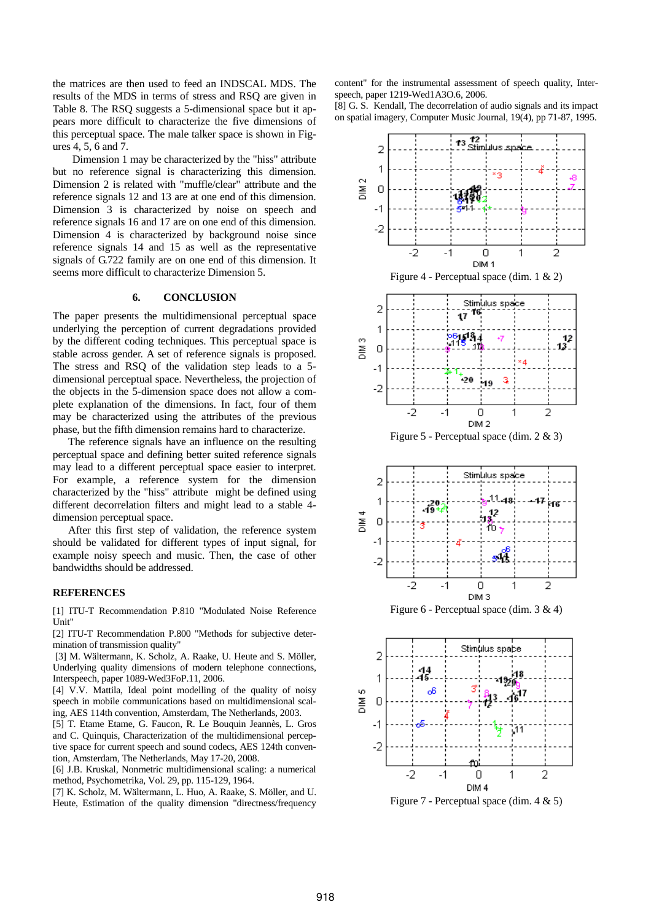the matrices are then used to feed an INDSCAL MDS. The results of the MDS in terms of stress and RSQ are given in Table 8. The RSQ suggests a 5-dimensional space but it appears more difficult to characterize the five dimensions of this perceptual space. The male talker space is shown in Figures 4, 5, 6 and 7.

Dimension 1 may be characterized by the "hiss" attribute but no reference signal is characterizing this dimension. Dimension 2 is related with "muffle/clear" attribute and the reference signals 12 and 13 are at one end of this dimension. Dimension 3 is characterized by noise on speech and reference signals 16 and 17 are on one end of this dimension. Dimension 4 is characterized by background noise since reference signals 14 and 15 as well as the representative signals of G.722 family are on one end of this dimension. It seems more difficult to characterize Dimension 5.

## 6. CONCLUSION

The paper presents the multidimensional perceptual space underlying the perception of current degradations provided by the different coding techniques. This perceptual space is stable across gender. A set of reference signals is proposed. The stress and RSQ of the validation step leads to a 5-dimensional perceptual space. Nevertheless, the projection of the objects in the 5-dimension space does not allow a complete explanation of the dimensions. In fact, four of them may be characterized using the attributes of the previous phase, but the fifth dimension remains hard to characterize.

The reference signals have an influence on the resulting perceptual space and defining better suited reference signals may lead to a different perceptual space easier to interpret. For example, a reference system for the dimension characterized by the "hiss" attribute might be defined using different decorrelation filters and might lead to a stable 4-dimension perceptual space.

After this first step of validation, the reference system should be validated for different types of input signal, for example noisy speech and music. Then, the case of other bandwidths should be addressed.

## REFERENCES

[1] ITU-T Recommendation P.810 "Modulated Noise Reference Unit"

[2] ITU-T Recommendation P.800 "Methods for subjective determination of transmission quality"

[3] M. Wältermann, K. Scholz, A. Raake, U. Heute and S. Möller, Underlying quality dimensions of modern telephone connections, Interspeech, paper 1089-Wed3FoP.11, 2006.

[4] V.V. Mattila, Ideal point modelling of the quality of noisy speech in mobile communications based on multidimensional scaling, AES 114th convention, Amsterdam, The Netherlands, 2003.

[5] T. Etame Etame, G. Faucon, R. Le Bouquin Jeannès, L. Gros and C. Quinquis, Characterization of the multidimensional perceptive space for current speech and sound codecs, AES 124th convention, Amsterdam, The Netherlands, May 17-20, 2008.

[6] J.B. Kruskal, Nonmetric multidimensional scaling: a numerical method, Psychometrika, Vol. 29, pp. 115-129, 1964.

[7] K. Scholz, M. Wältermann, L. Huo, A. Raake, S. Möller, and U. Heute, Estimation of the quality dimension "directness/frequency content" for the instrumental assessment of speech quality, Interspeech, paper 1219-Wed1A3O.6, 2006.

[8] G. S. Kendall, The decorrelation of audio signals and its impact on spatial imagery, Computer Music Journal, 19(4), pp 71-87, 1995.

Stimulus space

DIM 1

DIM 2

Figure 4 - Perceptual space (dim. 1 & 2)

Stimulus space

DIM 2

DIM 3

Figure 5 - Perceptual space (dim. 2 & 3)

Stimulus space

DIM 3

DIM 4

Figure 6 - Perceptual space (dim. 3 & 4)

Stimulus space

DIM 4

DIM 5

Figure 7 - Perceptual space (dim. 4 & 5)